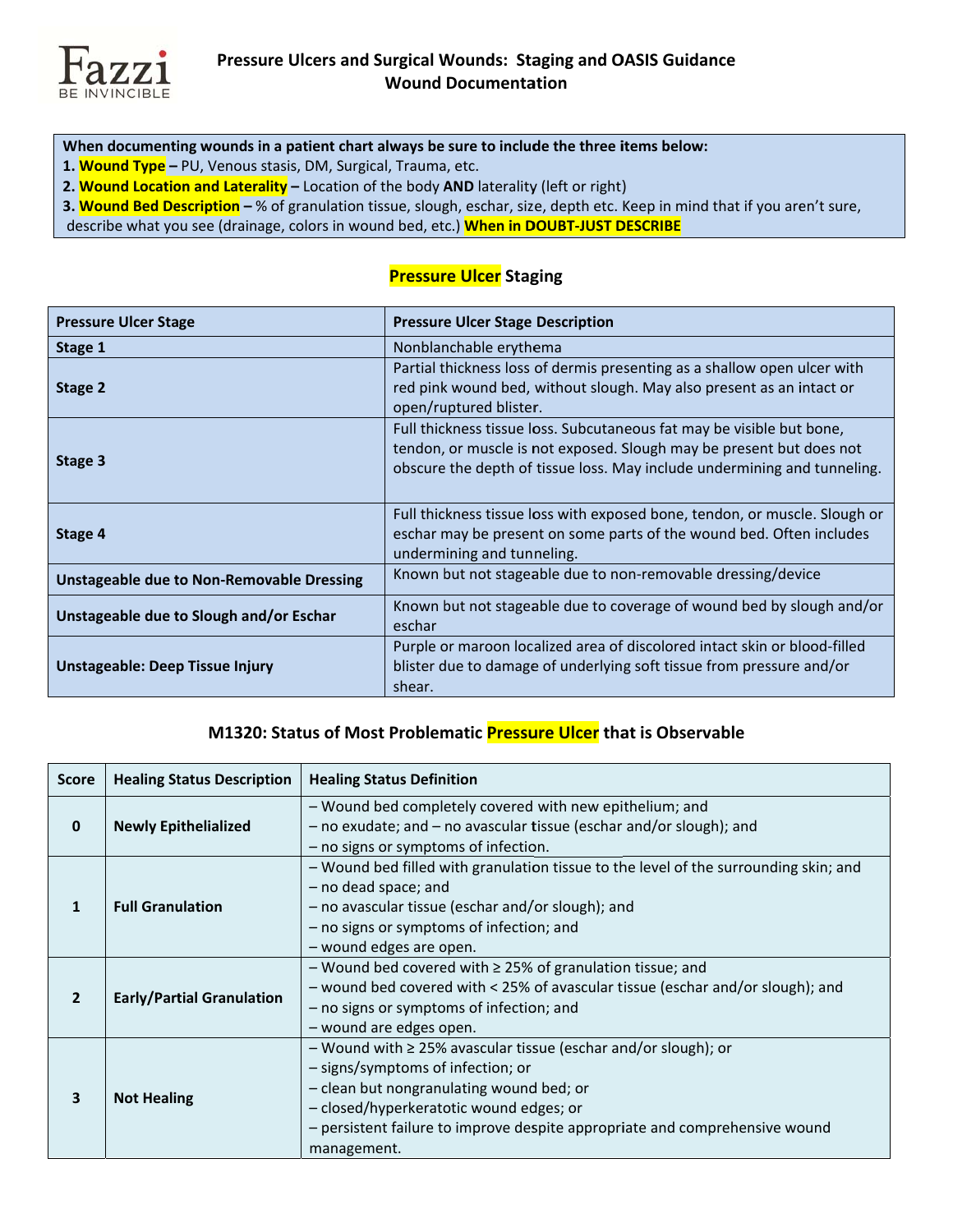Fazzi
BE INVINCIBLE

# Pressure Ulcers and Surgical Wounds: Staging and OASIS Guidance
## Wound Documentation

**When documenting wounds in a patient chart always be sure to include the three items below:**

1. **Wound Type –** PU, Venous stasis, DM, Surgical, Trauma, etc.
2. **Wound Location and Laterality –** Location of the body **AND** laterality (left or right)
3. **Wound Bed Description –** % of granulation tissue, slough, eschar, size, depth etc. Keep in mind that if you aren't sure, describe what you see (drainage, colors in wound bed, etc.) **When in DOUBT-JUST DESCRIBE**

## Pressure Ulcer Staging

| Pressure Ulcer Stage | Pressure Ulcer Stage Description |
|---|---|
| **Stage 1** | Nonblanchable erythema |
| **Stage 2** | Partial thickness loss of dermis presenting as a shallow open ulcer with red pink wound bed, without slough. May also present as an intact or open/ruptured blister. |
| **Stage 3** | Full thickness tissue loss. Subcutaneous fat may be visible but bone, tendon, or muscle is not exposed. Slough may be present but does not obscure the depth of tissue loss. May include undermining and tunneling. |
| **Stage 4** | Full thickness tissue loss with exposed bone, tendon, or muscle. Slough or eschar may be present on some parts of the wound bed. Often includes undermining and tunneling. |
| **Unstageable due to Non-Removable Dressing** | Known but not stageable due to non-removable dressing/device |
| **Unstageable due to Slough and/or Eschar** | Known but not stageable due to coverage of wound bed by slough and/or eschar |
| **Unstageable: Deep Tissue Injury** | Purple or maroon localized area of discolored intact skin or blood-filled blister due to damage of underlying soft tissue from pressure and/or shear. |

## M1320: Status of Most Problematic Pressure Ulcer that is Observable

| Score | Healing Status Description | Healing Status Definition |
|---|---|---|
| **0** | **Newly Epithelialized** | – Wound bed completely covered with new epithelium; and<br>– no exudate; and – no avascular tissue (eschar and/or slough); and<br>– no signs or symptoms of infection. |
| **1** | **Full Granulation** | – Wound bed filled with granulation tissue to the level of the surrounding skin; and<br>– no dead space; and<br>– no avascular tissue (eschar and/or slough); and<br>– no signs or symptoms of infection; and<br>– wound edges are open. |
| **2** | **Early/Partial Granulation** | – Wound bed covered with ≥ 25% of granulation tissue; and<br>– wound bed covered with < 25% of avascular tissue (eschar and/or slough); and<br>– no signs or symptoms of infection; and<br>– wound are edges open. |
| **3** | **Not Healing** | – Wound with ≥ 25% avascular tissue (eschar and/or slough); or<br>– signs/symptoms of infection; or<br>– clean but nongranulating wound bed; or<br>– closed/hyperkeratotic wound edges; or<br>– persistent failure to improve despite appropriate and comprehensive wound management. |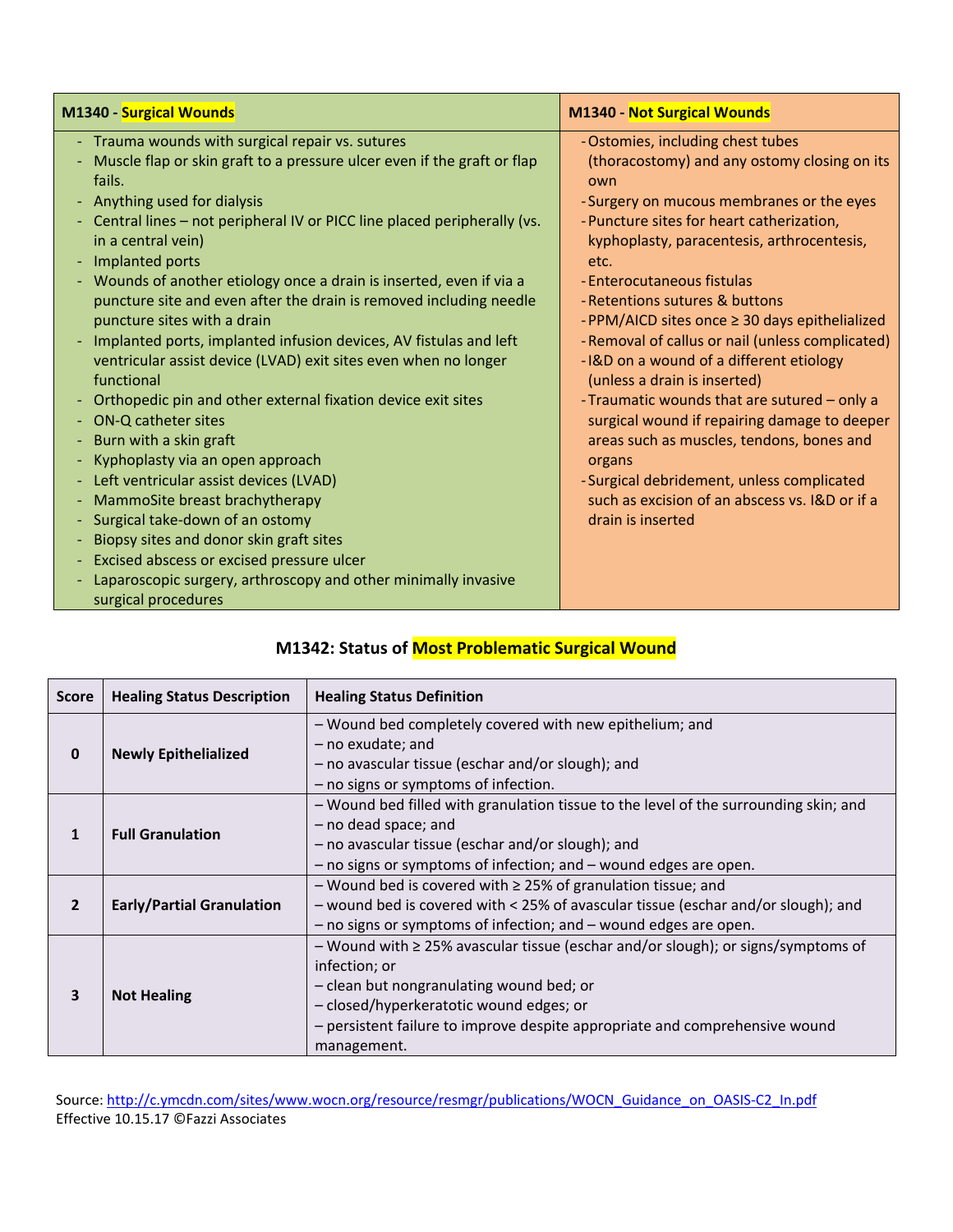| M1340 - **Surgical Wounds** | M1340 - **Not Surgical Wounds** |
| --- | --- |
| - Trauma wounds with surgical repair vs. sutures<br>- Muscle flap or skin graft to a pressure ulcer even if the graft or flap fails.<br>- Anything used for dialysis<br>- Central lines – not peripheral IV or PICC line placed peripherally (vs. in a central vein)<br>- Implanted ports<br>- Wounds of another etiology once a drain is inserted, even if via a puncture site and even after the drain is removed including needle puncture sites with a drain<br>- Implanted ports, implanted infusion devices, AV fistulas and left ventricular assist device (LVAD) exit sites even when no longer functional<br>- Orthopedic pin and other external fixation device exit sites<br>- ON-Q catheter sites<br>- Burn with a skin graft<br>- Kyphoplasty via an open approach<br>- Left ventricular assist devices (LVAD)<br>- MammoSite breast brachytherapy<br>- Surgical take-down of an ostomy<br>- Biopsy sites and donor skin graft sites<br>- Excised abscess or excised pressure ulcer<br>- Laparoscopic surgery, arthroscopy and other minimally invasive surgical procedures | - Ostomies, including chest tubes (thoracostomy) and any ostomy closing on its own<br>- Surgery on mucous membranes or the eyes<br>- Puncture sites for heart catherization, kyphoplasty, paracentesis, arthrocentesis, etc.<br>- Enterocutaneous fistulas<br>- Retentions sutures & buttons<br>- PPM/AICD sites once ≥ 30 days epithelialized<br>- Removal of callus or nail (unless complicated)<br>- I&D on a wound of a different etiology (unless a drain is inserted)<br>- Traumatic wounds that are sutured – only a surgical wound if repairing damage to deeper areas such as muscles, tendons, bones and organs<br>- Surgical debridement, unless complicated such as excision of an abscess vs. I&D or if a drain is inserted |

## M1342: Status of **Most Problematic Surgical Wound**

| Score | Healing Status Description | Healing Status Definition |
| --- | --- | --- |
| 0 | **Newly Epithelialized** | – Wound bed completely covered with new epithelium; and<br>– no exudate; and<br>– no avascular tissue (eschar and/or slough); and<br>– no signs or symptoms of infection. |
| 1 | **Full Granulation** | – Wound bed filled with granulation tissue to the level of the surrounding skin; and<br>– no dead space; and<br>– no avascular tissue (eschar and/or slough); and<br>– no signs or symptoms of infection; and – wound edges are open. |
| 2 | **Early/Partial Granulation** | – Wound bed is covered with ≥ 25% of granulation tissue; and<br>– wound bed is covered with < 25% of avascular tissue (eschar and/or slough); and<br>– no signs or symptoms of infection; and – wound edges are open. |
| 3 | **Not Healing** | – Wound with ≥ 25% avascular tissue (eschar and/or slough); or signs/symptoms of infection; or<br>– clean but nongranulating wound bed; or<br>– closed/hyperkeratotic wound edges; or<br>– persistent failure to improve despite appropriate and comprehensive wound management. |

Source: http://c.ymcdn.com/sites/www.wocn.org/resource/resmgr/publications/WOCN_Guidance_on_OASIS-C2_In.pdf
Effective 10.15.17 ©Fazzi Associates